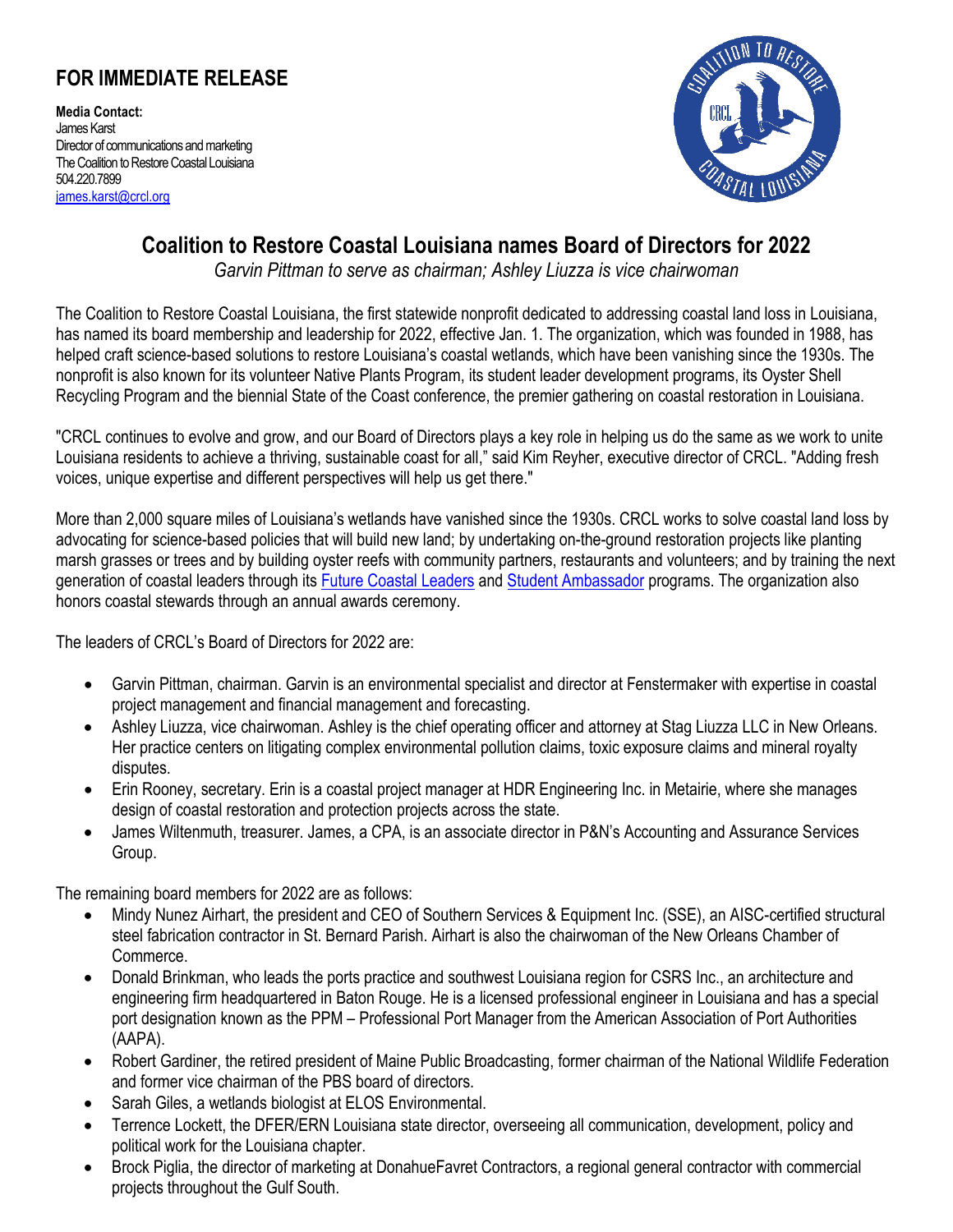# FOR IMMEDIATE RELEASE

**Media Contact:**
James Karst
Director of communications and marketing
The Coalition to Restore Coastal Louisiana
504.220.7899
james.karst@crcl.org

## Coalition to Restore Coastal Louisiana names Board of Directors for 2022

*Garvin Pittman to serve as chairman; Ashley Liuzza is vice chairwoman*

The Coalition to Restore Coastal Louisiana, the first statewide nonprofit dedicated to addressing coastal land loss in Louisiana, has named its board membership and leadership for 2022, effective Jan. 1. The organization, which was founded in 1988, has helped craft science-based solutions to restore Louisiana's coastal wetlands, which have been vanishing since the 1930s. The nonprofit is also known for its volunteer Native Plants Program, its student leader development programs, its Oyster Shell Recycling Program and the biennial State of the Coast conference, the premier gathering on coastal restoration in Louisiana.

"CRCL continues to evolve and grow, and our Board of Directors plays a key role in helping us do the same as we work to unite Louisiana residents to achieve a thriving, sustainable coast for all," said Kim Reyher, executive director of CRCL. "Adding fresh voices, unique expertise and different perspectives will help us get there."

More than 2,000 square miles of Louisiana's wetlands have vanished since the 1930s. CRCL works to solve coastal land loss by advocating for science-based policies that will build new land; by undertaking on-the-ground restoration projects like planting marsh grasses or trees and by building oyster reefs with community partners, restaurants and volunteers; and by training the next generation of coastal leaders through its Future Coastal Leaders and Student Ambassador programs. The organization also honors coastal stewards through an annual awards ceremony.

The leaders of CRCL's Board of Directors for 2022 are:

- Garvin Pittman, chairman. Garvin is an environmental specialist and director at Fenstermaker with expertise in coastal project management and financial management and forecasting.
- Ashley Liuzza, vice chairwoman. Ashley is the chief operating officer and attorney at Stag Liuzza LLC in New Orleans. Her practice centers on litigating complex environmental pollution claims, toxic exposure claims and mineral royalty disputes.
- Erin Rooney, secretary. Erin is a coastal project manager at HDR Engineering Inc. in Metairie, where she manages design of coastal restoration and protection projects across the state.
- James Wiltenmuth, treasurer. James, a CPA, is an associate director in P&N's Accounting and Assurance Services Group.

The remaining board members for 2022 are as follows:

- Mindy Nunez Airhart, the president and CEO of Southern Services & Equipment Inc. (SSE), an AISC-certified structural steel fabrication contractor in St. Bernard Parish. Airhart is also the chairwoman of the New Orleans Chamber of Commerce.
- Donald Brinkman, who leads the ports practice and southwest Louisiana region for CSRS Inc., an architecture and engineering firm headquartered in Baton Rouge. He is a licensed professional engineer in Louisiana and has a special port designation known as the PPM – Professional Port Manager from the American Association of Port Authorities (AAPA).
- Robert Gardiner, the retired president of Maine Public Broadcasting, former chairman of the National Wildlife Federation and former vice chairman of the PBS board of directors.
- Sarah Giles, a wetlands biologist at ELOS Environmental.
- Terrence Lockett, the DFER/ERN Louisiana state director, overseeing all communication, development, policy and political work for the Louisiana chapter.
- Brock Piglia, the director of marketing at DonahueFavret Contractors, a regional general contractor with commercial projects throughout the Gulf South.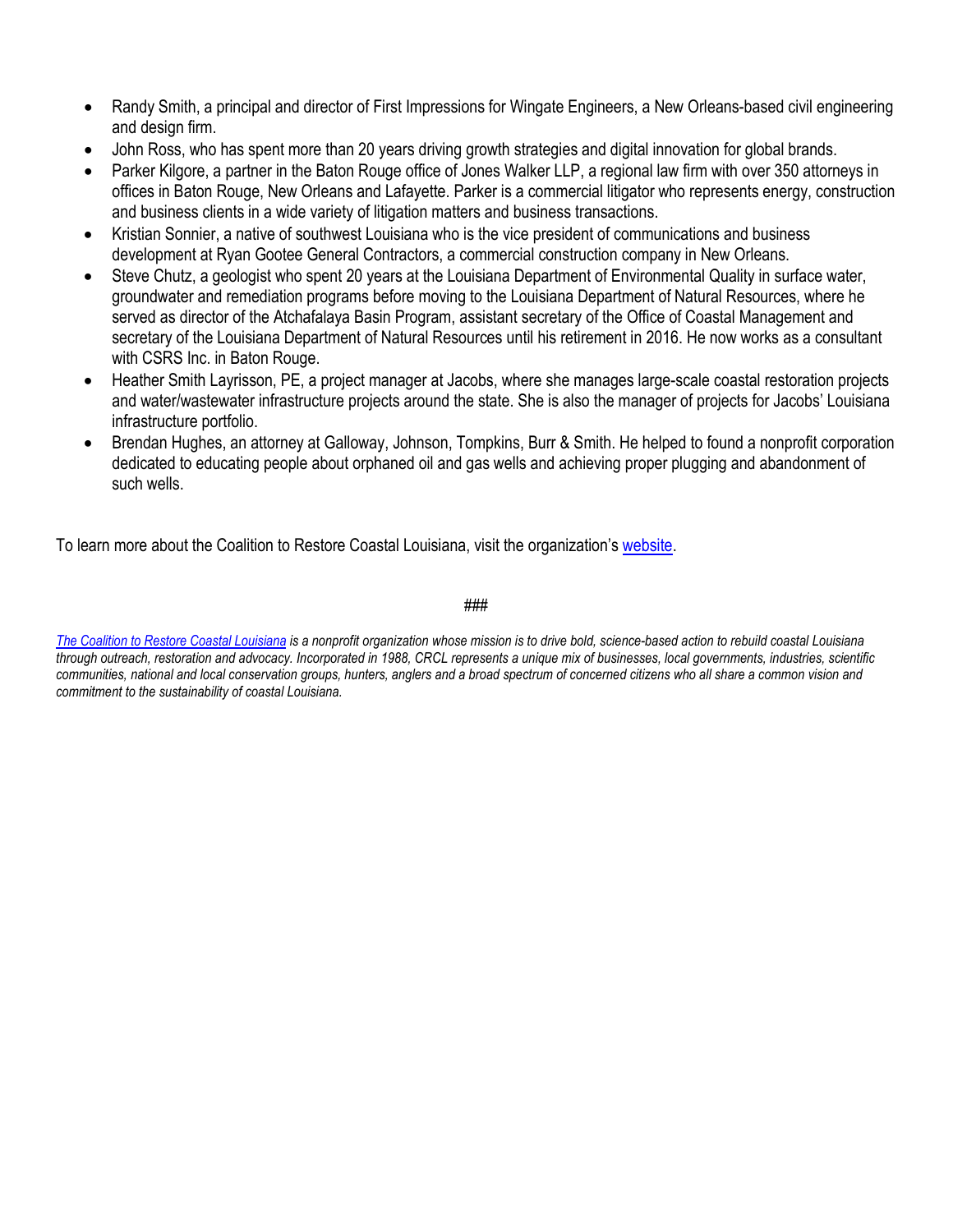- Randy Smith, a principal and director of First Impressions for Wingate Engineers, a New Orleans-based civil engineering and design firm.
- John Ross, who has spent more than 20 years driving growth strategies and digital innovation for global brands.
- Parker Kilgore, a partner in the Baton Rouge office of Jones Walker LLP, a regional law firm with over 350 attorneys in offices in Baton Rouge, New Orleans and Lafayette. Parker is a commercial litigator who represents energy, construction and business clients in a wide variety of litigation matters and business transactions.
- Kristian Sonnier, a native of southwest Louisiana who is the vice president of communications and business development at Ryan Gootee General Contractors, a commercial construction company in New Orleans.
- Steve Chutz, a geologist who spent 20 years at the Louisiana Department of Environmental Quality in surface water, groundwater and remediation programs before moving to the Louisiana Department of Natural Resources, where he served as director of the Atchafalaya Basin Program, assistant secretary of the Office of Coastal Management and secretary of the Louisiana Department of Natural Resources until his retirement in 2016. He now works as a consultant with CSRS Inc. in Baton Rouge.
- Heather Smith Layrisson, PE, a project manager at Jacobs, where she manages large-scale coastal restoration projects and water/wastewater infrastructure projects around the state. She is also the manager of projects for Jacobs' Louisiana infrastructure portfolio.
- Brendan Hughes, an attorney at Galloway, Johnson, Tompkins, Burr & Smith. He helped to found a nonprofit corporation dedicated to educating people about orphaned oil and gas wells and achieving proper plugging and abandonment of such wells.

To learn more about the Coalition to Restore Coastal Louisiana, visit the organization's [website](#).

###

*[The Coalition to Restore Coastal Louisiana](#) is a nonprofit organization whose mission is to drive bold, science-based action to rebuild coastal Louisiana through outreach, restoration and advocacy. Incorporated in 1988, CRCL represents a unique mix of businesses, local governments, industries, scientific communities, national and local conservation groups, hunters, anglers and a broad spectrum of concerned citizens who all share a common vision and commitment to the sustainability of coastal Louisiana.*